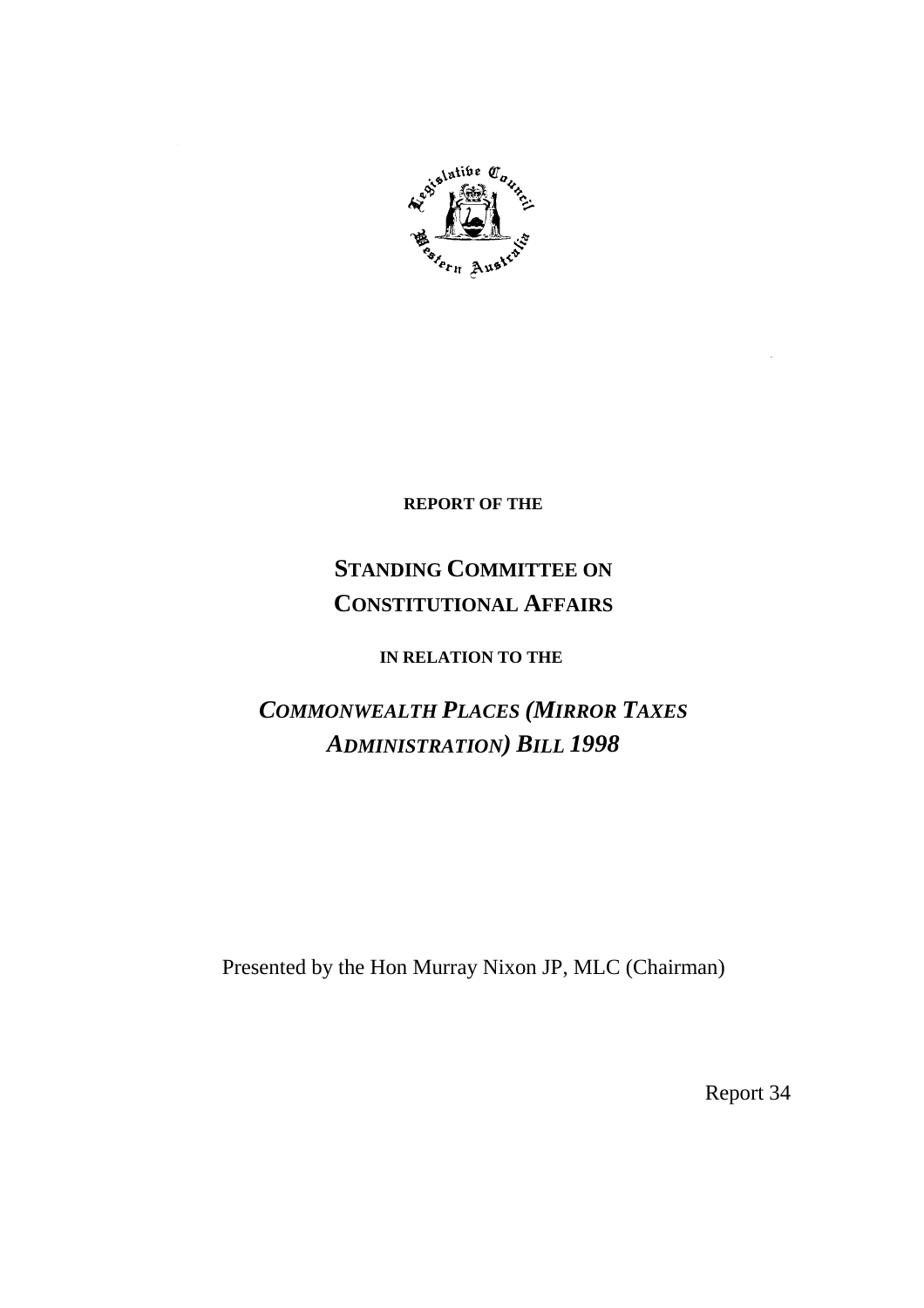**REPORT OF THE**

# STANDING COMMITTEE ON CONSTITUTIONAL AFFAIRS

**IN RELATION TO THE**

# *COMMONWEALTH PLACES (MIRROR TAXES ADMINISTRATION) BILL 1998*

Presented by the Hon Murray Nixon JP, MLC (Chairman)

Report 34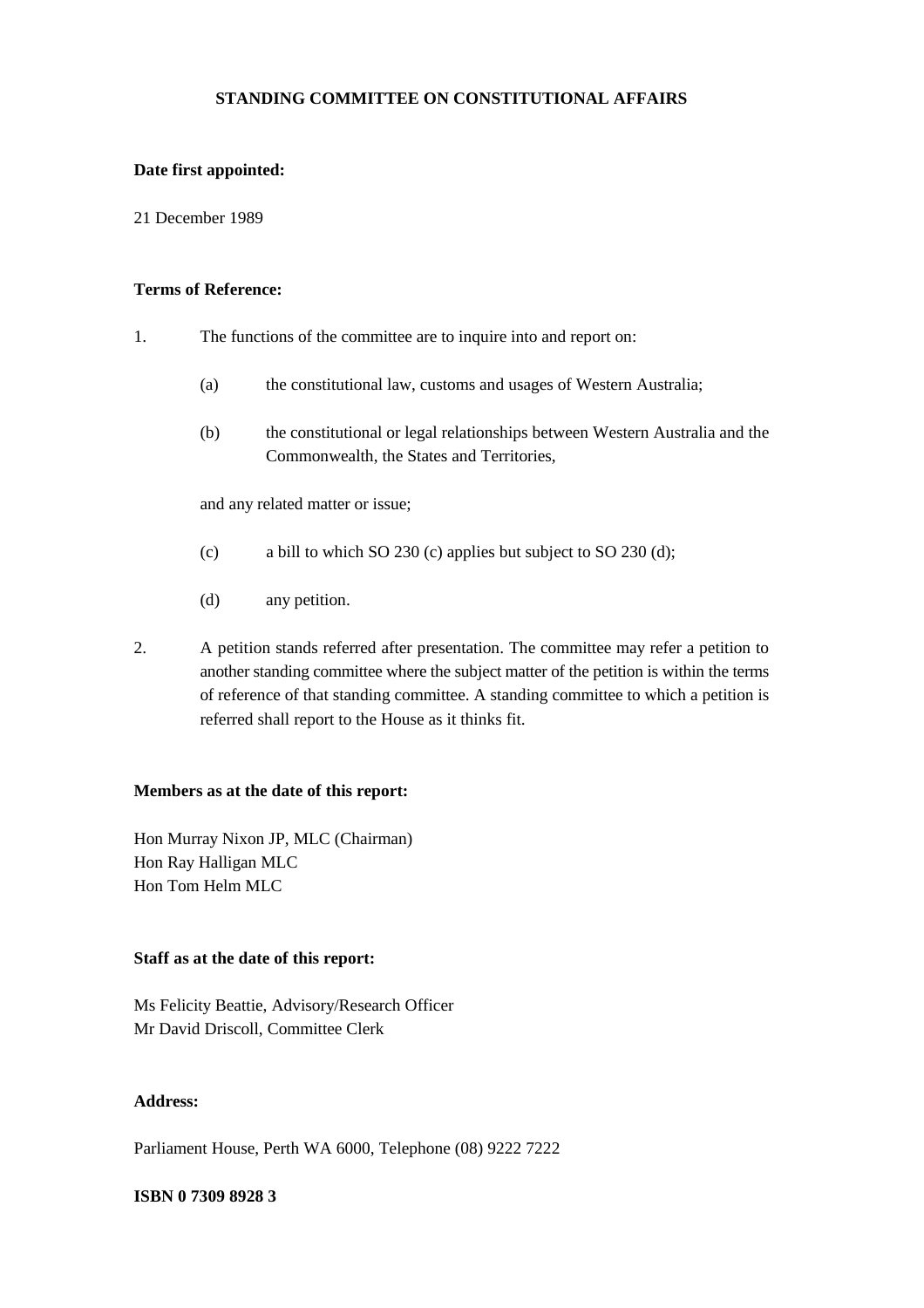# STANDING COMMITTEE ON CONSTITUTIONAL AFFAIRS

**Date first appointed:**

21 December 1989

**Terms of Reference:**

1. The functions of the committee are to inquire into and report on:

   (a) the constitutional law, customs and usages of Western Australia;

   (b) the constitutional or legal relationships between Western Australia and the Commonwealth, the States and Territories,

   and any related matter or issue;

   (c) a bill to which SO 230 (c) applies but subject to SO 230 (d);

   (d) any petition.

2. A petition stands referred after presentation. The committee may refer a petition to another standing committee where the subject matter of the petition is within the terms of reference of that standing committee. A standing committee to which a petition is referred shall report to the House as it thinks fit.

**Members as at the date of this report:**

Hon Murray Nixon JP, MLC (Chairman)
Hon Ray Halligan MLC
Hon Tom Helm MLC

**Staff as at the date of this report:**

Ms Felicity Beattie, Advisory/Research Officer
Mr David Driscoll, Committee Clerk

**Address:**

Parliament House, Perth WA 6000, Telephone (08) 9222 7222

**ISBN 0 7309 8928 3**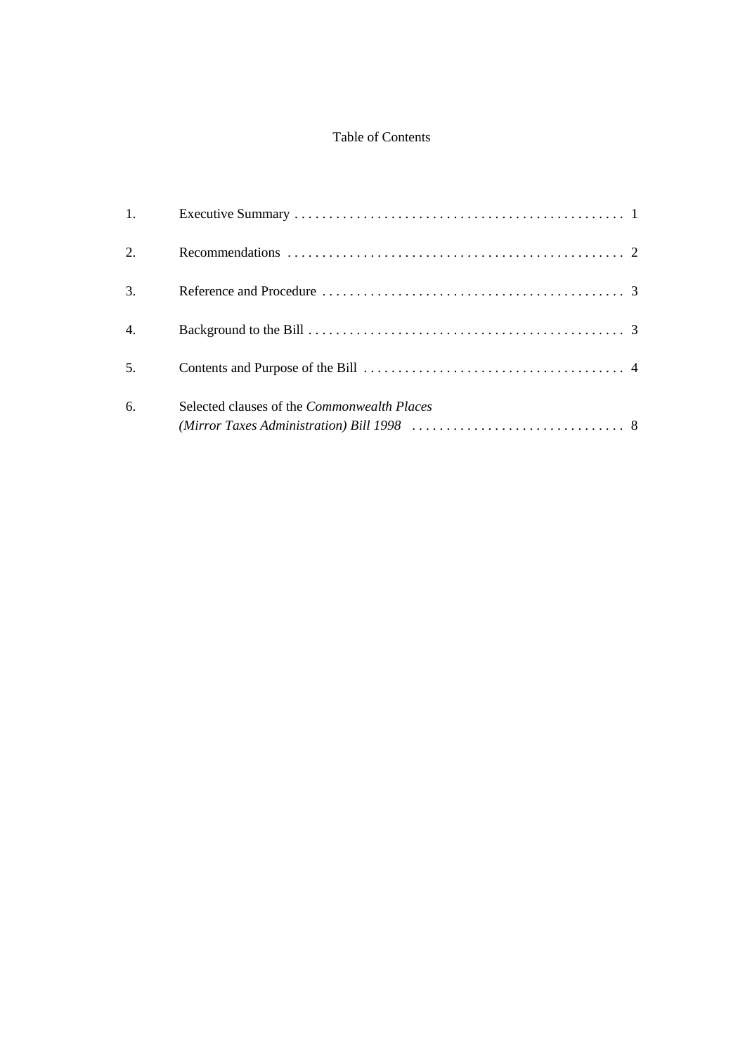# Table of Contents

| | | |
|---|---|---|
| 1. | Executive Summary | 1 |
| 2. | Recommendations | 2 |
| 3. | Reference and Procedure | 3 |
| 4. | Background to the Bill | 3 |
| 5. | Contents and Purpose of the Bill | 4 |
| 6. | Selected clauses of the *Commonwealth Places (Mirror Taxes Administration) Bill 1998* | 8 |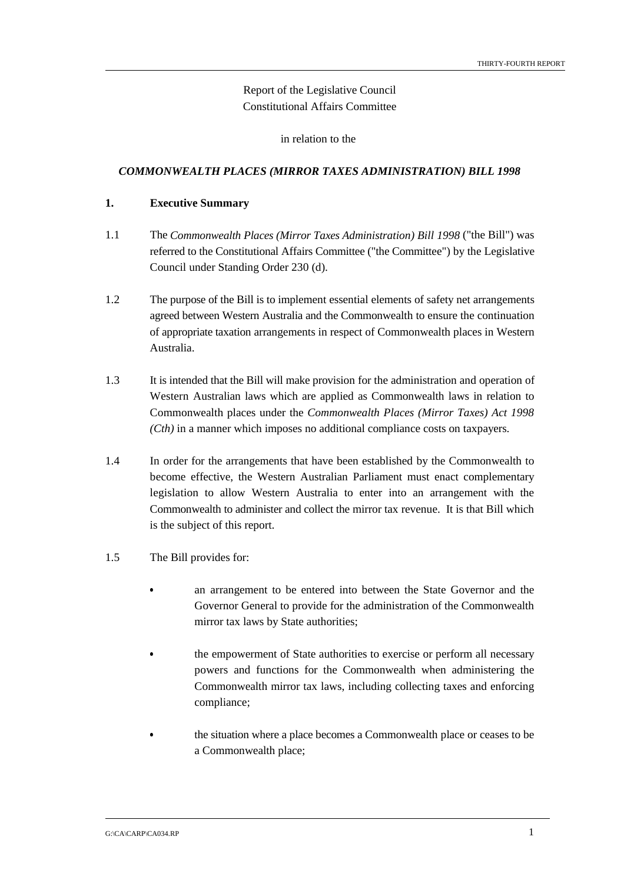Report of the Legislative Council
Constitutional Affairs Committee

in relation to the

***COMMONWEALTH PLACES (MIRROR TAXES ADMINISTRATION) BILL 1998***

## 1. Executive Summary

1.1 The *Commonwealth Places (Mirror Taxes Administration) Bill 1998* ("the Bill") was referred to the Constitutional Affairs Committee ("the Committee") by the Legislative Council under Standing Order 230 (d).

1.2 The purpose of the Bill is to implement essential elements of safety net arrangements agreed between Western Australia and the Commonwealth to ensure the continuation of appropriate taxation arrangements in respect of Commonwealth places in Western Australia.

1.3 It is intended that the Bill will make provision for the administration and operation of Western Australian laws which are applied as Commonwealth laws in relation to Commonwealth places under the *Commonwealth Places (Mirror Taxes) Act 1998 (Cth)* in a manner which imposes no additional compliance costs on taxpayers.

1.4 In order for the arrangements that have been established by the Commonwealth to become effective, the Western Australian Parliament must enact complementary legislation to allow Western Australia to enter into an arrangement with the Commonwealth to administer and collect the mirror tax revenue. It is that Bill which is the subject of this report.

1.5 The Bill provides for:

- an arrangement to be entered into between the State Governor and the Governor General to provide for the administration of the Commonwealth mirror tax laws by State authorities;
- the empowerment of State authorities to exercise or perform all necessary powers and functions for the Commonwealth when administering the Commonwealth mirror tax laws, including collecting taxes and enforcing compliance;
- the situation where a place becomes a Commonwealth place or ceases to be a Commonwealth place;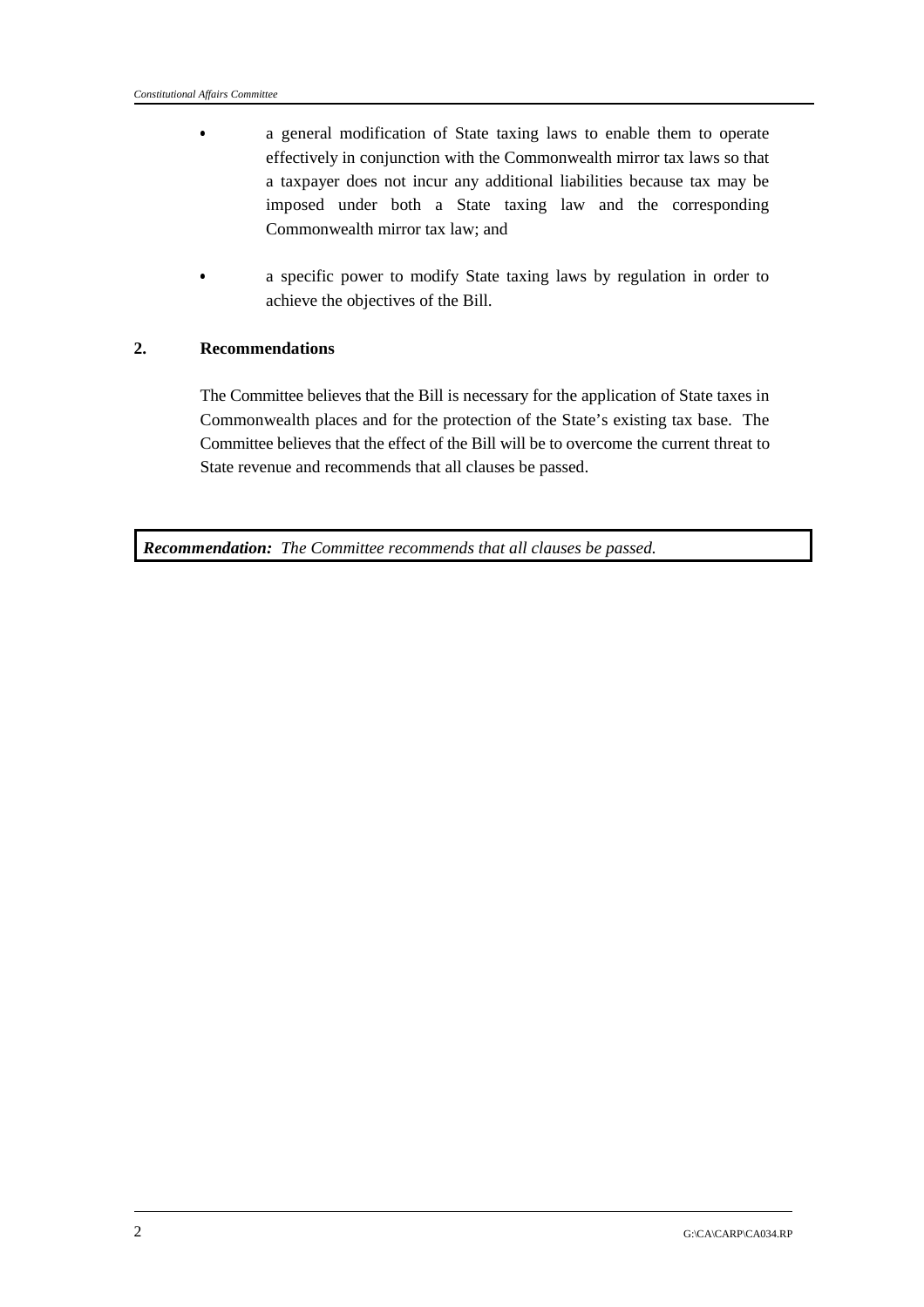- a general modification of State taxing laws to enable them to operate effectively in conjunction with the Commonwealth mirror tax laws so that a taxpayer does not incur any additional liabilities because tax may be imposed under both a State taxing law and the corresponding Commonwealth mirror tax law; and

- a specific power to modify State taxing laws by regulation in order to achieve the objectives of the Bill.

## 2. Recommendations

The Committee believes that the Bill is necessary for the application of State taxes in Commonwealth places and for the protection of the State's existing tax base. The Committee believes that the effect of the Bill will be to overcome the current threat to State revenue and recommends that all clauses be passed.

***Recommendation:*** *The Committee recommends that all clauses be passed.*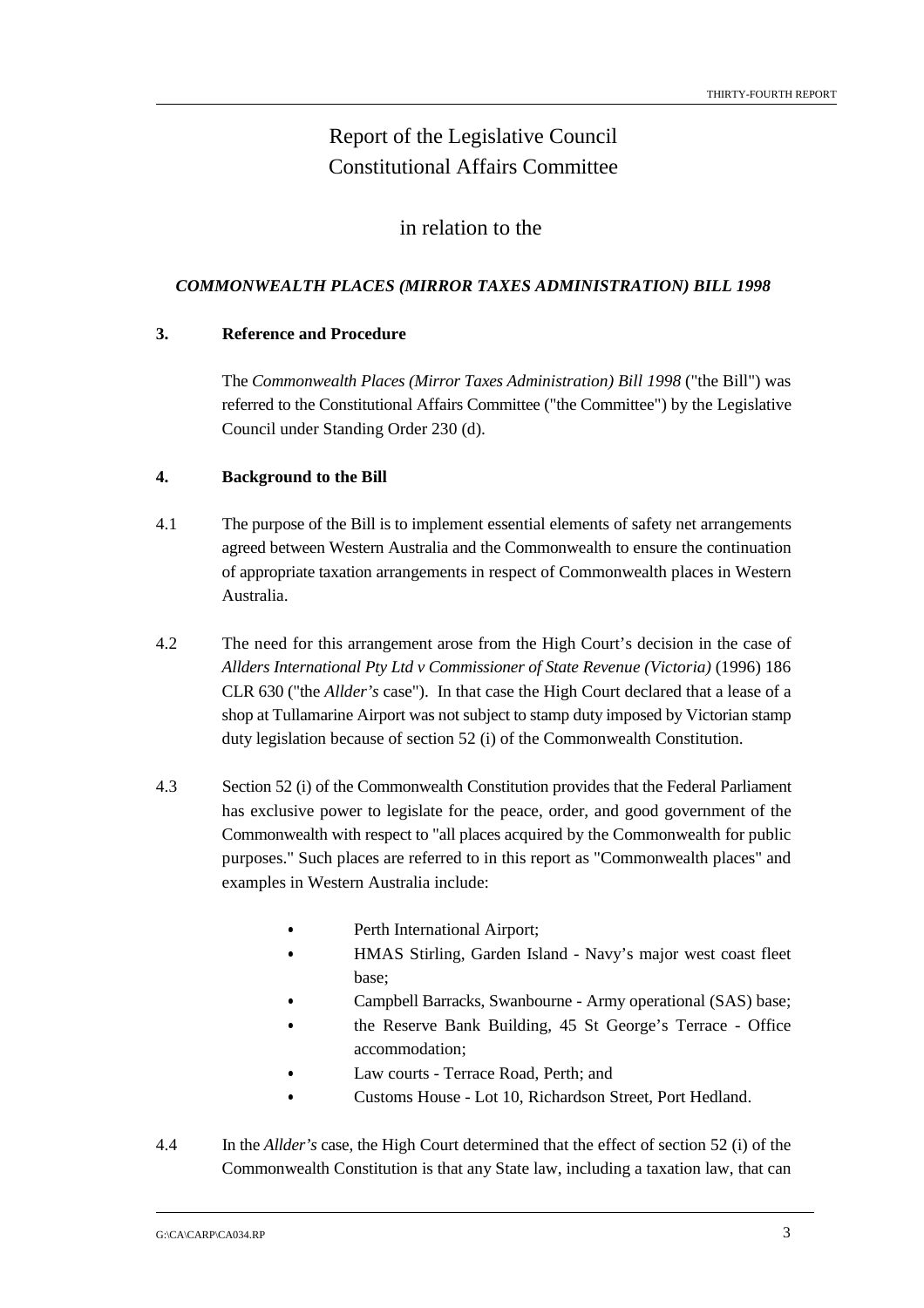# Report of the Legislative Council Constitutional Affairs Committee

## in relation to the

### *COMMONWEALTH PLACES (MIRROR TAXES ADMINISTRATION) BILL 1998*

**3. Reference and Procedure**

The *Commonwealth Places (Mirror Taxes Administration) Bill 1998* ("the Bill") was referred to the Constitutional Affairs Committee ("the Committee") by the Legislative Council under Standing Order 230 (d).

**4. Background to the Bill**

4.1 The purpose of the Bill is to implement essential elements of safety net arrangements agreed between Western Australia and the Commonwealth to ensure the continuation of appropriate taxation arrangements in respect of Commonwealth places in Western Australia.

4.2 The need for this arrangement arose from the High Court's decision in the case of *Allders International Pty Ltd v Commissioner of State Revenue (Victoria)* (1996) 186 CLR 630 ("the *Allder's* case"). In that case the High Court declared that a lease of a shop at Tullamarine Airport was not subject to stamp duty imposed by Victorian stamp duty legislation because of section 52 (i) of the Commonwealth Constitution.

4.3 Section 52 (i) of the Commonwealth Constitution provides that the Federal Parliament has exclusive power to legislate for the peace, order, and good government of the Commonwealth with respect to "all places acquired by the Commonwealth for public purposes." Such places are referred to in this report as "Commonwealth places" and examples in Western Australia include:

- Perth International Airport;
- HMAS Stirling, Garden Island - Navy's major west coast fleet base;
- Campbell Barracks, Swanbourne - Army operational (SAS) base;
- the Reserve Bank Building, 45 St George's Terrace - Office accommodation;
- Law courts - Terrace Road, Perth; and
- Customs House - Lot 10, Richardson Street, Port Hedland.

4.4 In the *Allder's* case, the High Court determined that the effect of section 52 (i) of the Commonwealth Constitution is that any State law, including a taxation law, that can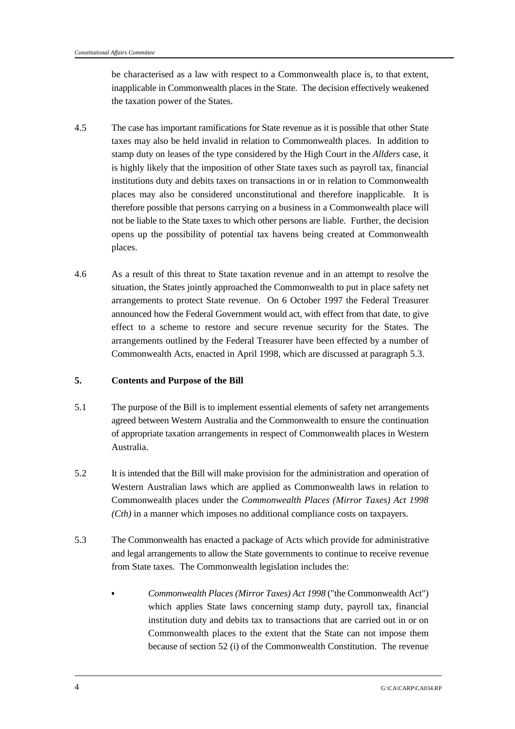be characterised as a law with respect to a Commonwealth place is, to that extent, inapplicable in Commonwealth places in the State. The decision effectively weakened the taxation power of the States.

4.5 The case has important ramifications for State revenue as it is possible that other State taxes may also be held invalid in relation to Commonwealth places. In addition to stamp duty on leases of the type considered by the High Court in the *Allders* case, it is highly likely that the imposition of other State taxes such as payroll tax, financial institutions duty and debits taxes on transactions in or in relation to Commonwealth places may also be considered unconstitutional and therefore inapplicable. It is therefore possible that persons carrying on a business in a Commonwealth place will not be liable to the State taxes to which other persons are liable. Further, the decision opens up the possibility of potential tax havens being created at Commonwealth places.

4.6 As a result of this threat to State taxation revenue and in an attempt to resolve the situation, the States jointly approached the Commonwealth to put in place safety net arrangements to protect State revenue. On 6 October 1997 the Federal Treasurer announced how the Federal Government would act, with effect from that date, to give effect to a scheme to restore and secure revenue security for the States. The arrangements outlined by the Federal Treasurer have been effected by a number of Commonwealth Acts, enacted in April 1998, which are discussed at paragraph 5.3.

## 5. Contents and Purpose of the Bill

5.1 The purpose of the Bill is to implement essential elements of safety net arrangements agreed between Western Australia and the Commonwealth to ensure the continuation of appropriate taxation arrangements in respect of Commonwealth places in Western Australia.

5.2 It is intended that the Bill will make provision for the administration and operation of Western Australian laws which are applied as Commonwealth laws in relation to Commonwealth places under the *Commonwealth Places (Mirror Taxes) Act 1998 (Cth)* in a manner which imposes no additional compliance costs on taxpayers.

5.3 The Commonwealth has enacted a package of Acts which provide for administrative and legal arrangements to allow the State governments to continue to receive revenue from State taxes. The Commonwealth legislation includes the:

- *Commonwealth Places (Mirror Taxes) Act 1998* ("the Commonwealth Act") which applies State laws concerning stamp duty, payroll tax, financial institution duty and debits tax to transactions that are carried out in or on Commonwealth places to the extent that the State can not impose them because of section 52 (i) of the Commonwealth Constitution. The revenue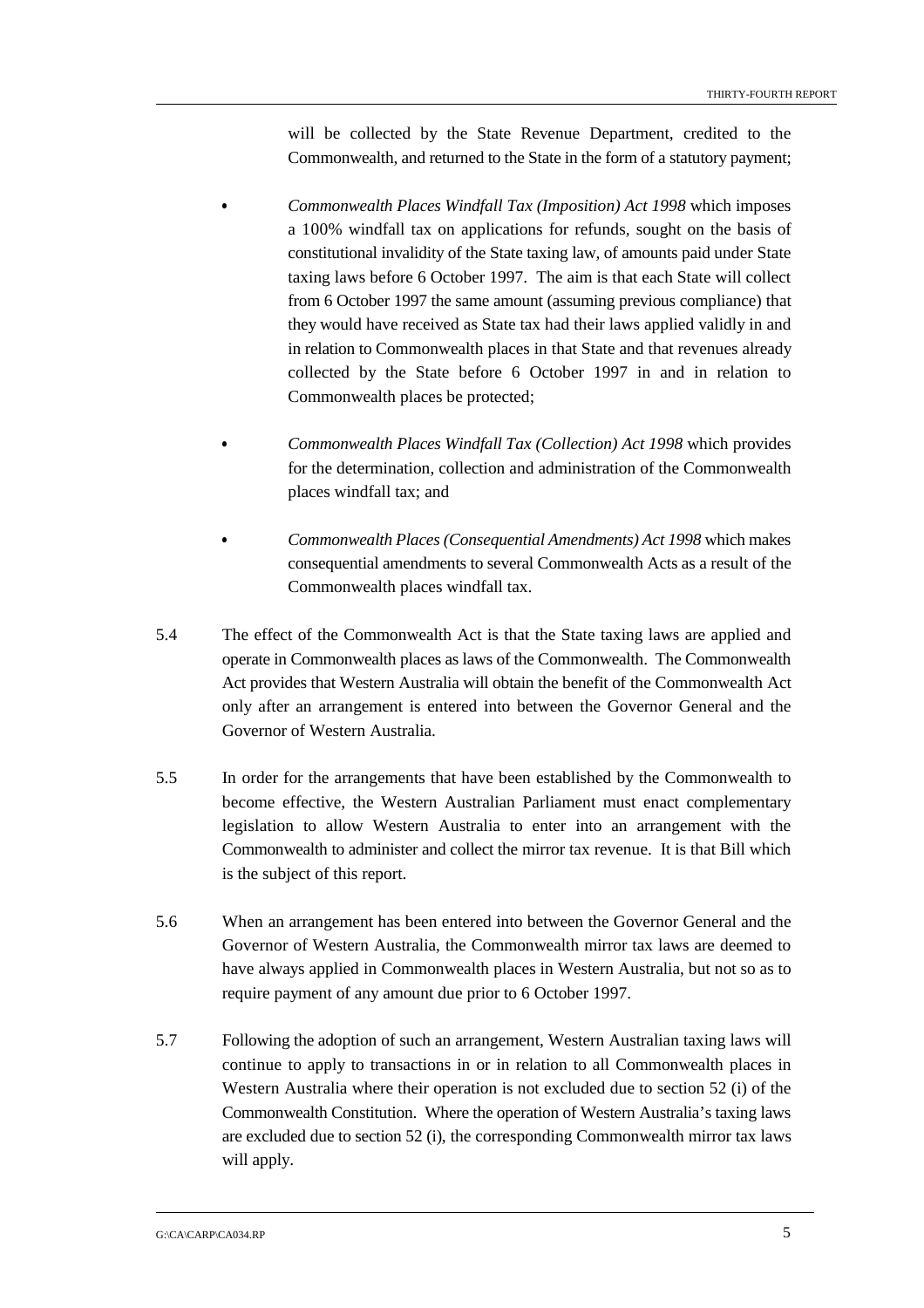will be collected by the State Revenue Department, credited to the Commonwealth, and returned to the State in the form of a statutory payment;

- *Commonwealth Places Windfall Tax (Imposition) Act 1998* which imposes a 100% windfall tax on applications for refunds, sought on the basis of constitutional invalidity of the State taxing law, of amounts paid under State taxing laws before 6 October 1997. The aim is that each State will collect from 6 October 1997 the same amount (assuming previous compliance) that they would have received as State tax had their laws applied validly in and in relation to Commonwealth places in that State and that revenues already collected by the State before 6 October 1997 in and in relation to Commonwealth places be protected;

- *Commonwealth Places Windfall Tax (Collection) Act 1998* which provides for the determination, collection and administration of the Commonwealth places windfall tax; and

- *Commonwealth Places (Consequential Amendments) Act 1998* which makes consequential amendments to several Commonwealth Acts as a result of the Commonwealth places windfall tax.

5.4 The effect of the Commonwealth Act is that the State taxing laws are applied and operate in Commonwealth places as laws of the Commonwealth. The Commonwealth Act provides that Western Australia will obtain the benefit of the Commonwealth Act only after an arrangement is entered into between the Governor General and the Governor of Western Australia.

5.5 In order for the arrangements that have been established by the Commonwealth to become effective, the Western Australian Parliament must enact complementary legislation to allow Western Australia to enter into an arrangement with the Commonwealth to administer and collect the mirror tax revenue. It is that Bill which is the subject of this report.

5.6 When an arrangement has been entered into between the Governor General and the Governor of Western Australia, the Commonwealth mirror tax laws are deemed to have always applied in Commonwealth places in Western Australia, but not so as to require payment of any amount due prior to 6 October 1997.

5.7 Following the adoption of such an arrangement, Western Australian taxing laws will continue to apply to transactions in or in relation to all Commonwealth places in Western Australia where their operation is not excluded due to section 52 (i) of the Commonwealth Constitution. Where the operation of Western Australia's taxing laws are excluded due to section 52 (i), the corresponding Commonwealth mirror tax laws will apply.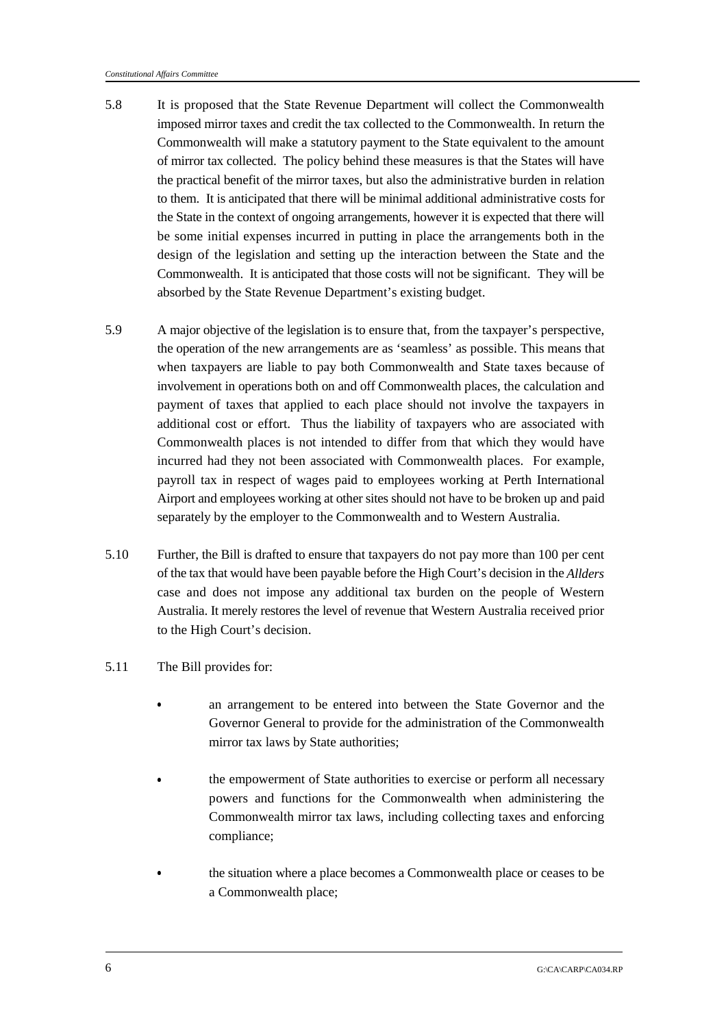5.8 It is proposed that the State Revenue Department will collect the Commonwealth imposed mirror taxes and credit the tax collected to the Commonwealth. In return the Commonwealth will make a statutory payment to the State equivalent to the amount of mirror tax collected. The policy behind these measures is that the States will have the practical benefit of the mirror taxes, but also the administrative burden in relation to them. It is anticipated that there will be minimal additional administrative costs for the State in the context of ongoing arrangements, however it is expected that there will be some initial expenses incurred in putting in place the arrangements both in the design of the legislation and setting up the interaction between the State and the Commonwealth. It is anticipated that those costs will not be significant. They will be absorbed by the State Revenue Department's existing budget.

5.9 A major objective of the legislation is to ensure that, from the taxpayer's perspective, the operation of the new arrangements are as 'seamless' as possible. This means that when taxpayers are liable to pay both Commonwealth and State taxes because of involvement in operations both on and off Commonwealth places, the calculation and payment of taxes that applied to each place should not involve the taxpayers in additional cost or effort. Thus the liability of taxpayers who are associated with Commonwealth places is not intended to differ from that which they would have incurred had they not been associated with Commonwealth places. For example, payroll tax in respect of wages paid to employees working at Perth International Airport and employees working at other sites should not have to be broken up and paid separately by the employer to the Commonwealth and to Western Australia.

5.10 Further, the Bill is drafted to ensure that taxpayers do not pay more than 100 per cent of the tax that would have been payable before the High Court's decision in the *Allders* case and does not impose any additional tax burden on the people of Western Australia. It merely restores the level of revenue that Western Australia received prior to the High Court's decision.

5.11 The Bill provides for:

- an arrangement to be entered into between the State Governor and the Governor General to provide for the administration of the Commonwealth mirror tax laws by State authorities;

- the empowerment of State authorities to exercise or perform all necessary powers and functions for the Commonwealth when administering the Commonwealth mirror tax laws, including collecting taxes and enforcing compliance;

- the situation where a place becomes a Commonwealth place or ceases to be a Commonwealth place;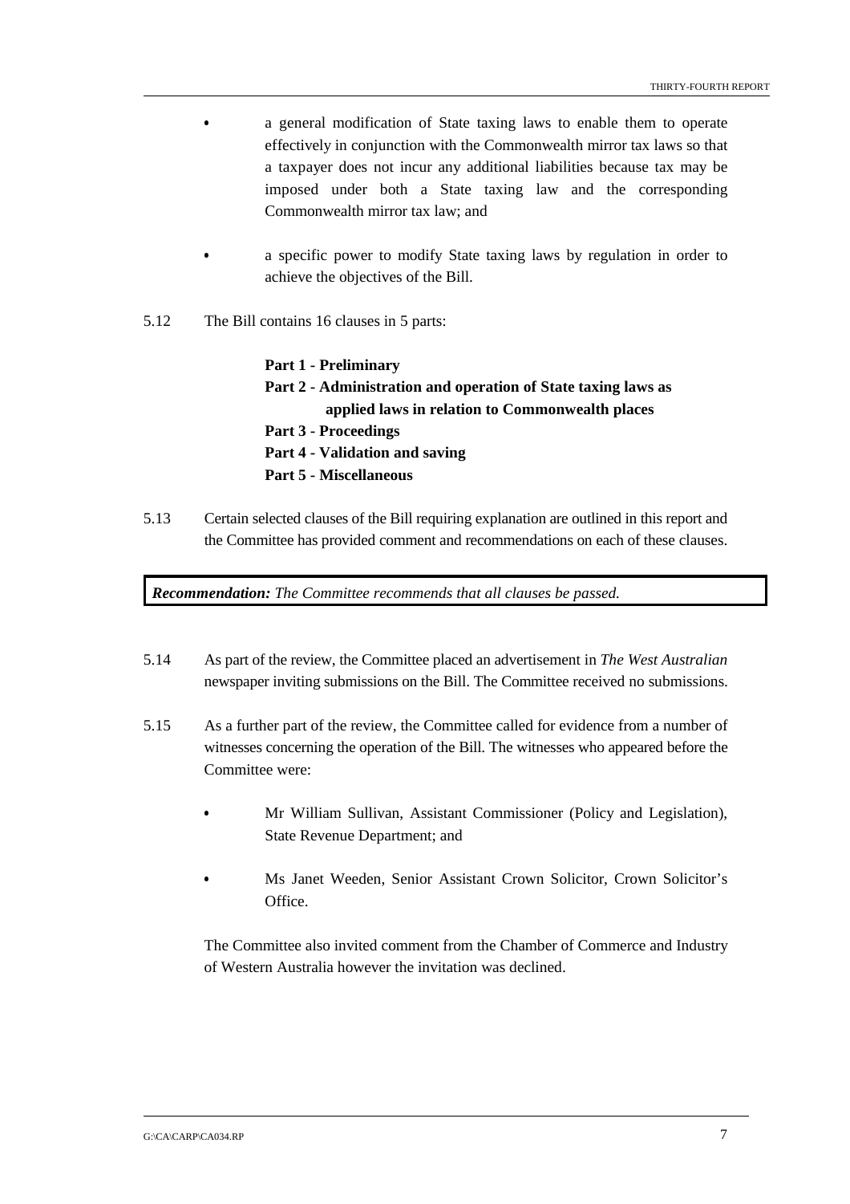- a general modification of State taxing laws to enable them to operate effectively in conjunction with the Commonwealth mirror tax laws so that a taxpayer does not incur any additional liabilities because tax may be imposed under both a State taxing law and the corresponding Commonwealth mirror tax law; and

- a specific power to modify State taxing laws by regulation in order to achieve the objectives of the Bill.

5.12 The Bill contains 16 clauses in 5 parts:

**Part 1 - Preliminary**
**Part 2 - Administration and operation of State taxing laws as applied laws in relation to Commonwealth places**
**Part 3 - Proceedings**
**Part 4 - Validation and saving**
**Part 5 - Miscellaneous**

5.13 Certain selected clauses of the Bill requiring explanation are outlined in this report and the Committee has provided comment and recommendations on each of these clauses.

***Recommendation:*** *The Committee recommends that all clauses be passed.*

5.14 As part of the review, the Committee placed an advertisement in *The West Australian* newspaper inviting submissions on the Bill. The Committee received no submissions.

5.15 As a further part of the review, the Committee called for evidence from a number of witnesses concerning the operation of the Bill. The witnesses who appeared before the Committee were:

- Mr William Sullivan, Assistant Commissioner (Policy and Legislation), State Revenue Department; and

- Ms Janet Weeden, Senior Assistant Crown Solicitor, Crown Solicitor's Office.

The Committee also invited comment from the Chamber of Commerce and Industry of Western Australia however the invitation was declined.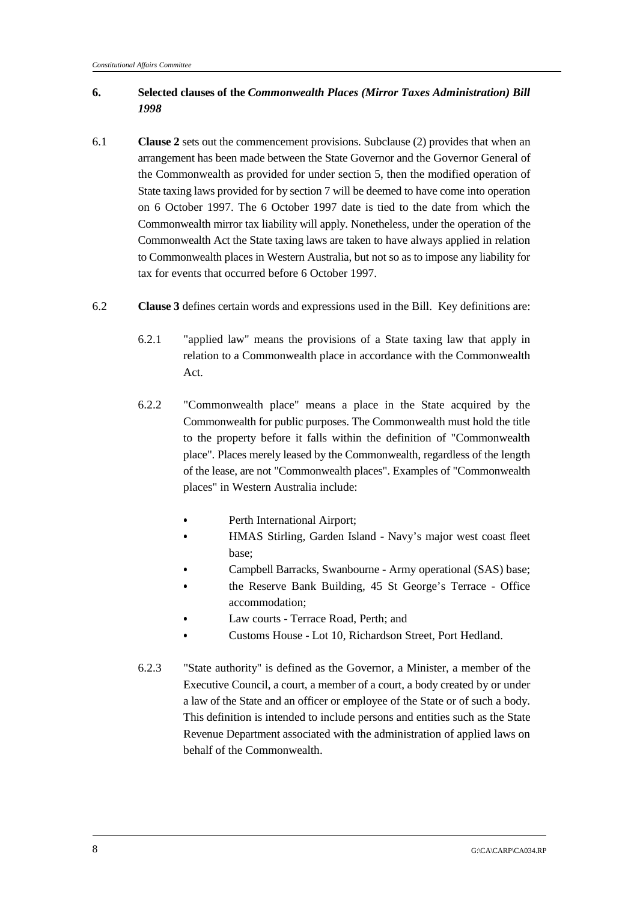## 6. Selected clauses of the *Commonwealth Places (Mirror Taxes Administration) Bill 1998*

6.1 **Clause 2** sets out the commencement provisions. Subclause (2) provides that when an arrangement has been made between the State Governor and the Governor General of the Commonwealth as provided for under section 5, then the modified operation of State taxing laws provided for by section 7 will be deemed to have come into operation on 6 October 1997. The 6 October 1997 date is tied to the date from which the Commonwealth mirror tax liability will apply. Nonetheless, under the operation of the Commonwealth Act the State taxing laws are taken to have always applied in relation to Commonwealth places in Western Australia, but not so as to impose any liability for tax for events that occurred before 6 October 1997.

6.2 **Clause 3** defines certain words and expressions used in the Bill. Key definitions are:

6.2.1 "applied law" means the provisions of a State taxing law that apply in relation to a Commonwealth place in accordance with the Commonwealth Act.

6.2.2 "Commonwealth place" means a place in the State acquired by the Commonwealth for public purposes. The Commonwealth must hold the title to the property before it falls within the definition of "Commonwealth place". Places merely leased by the Commonwealth, regardless of the length of the lease, are not "Commonwealth places". Examples of "Commonwealth places" in Western Australia include:

- Perth International Airport;
- HMAS Stirling, Garden Island - Navy's major west coast fleet base;
- Campbell Barracks, Swanbourne - Army operational (SAS) base;
- the Reserve Bank Building, 45 St George's Terrace - Office accommodation;
- Law courts - Terrace Road, Perth; and
- Customs House - Lot 10, Richardson Street, Port Hedland.

6.2.3 "State authority" is defined as the Governor, a Minister, a member of the Executive Council, a court, a member of a court, a body created by or under a law of the State and an officer or employee of the State or of such a body. This definition is intended to include persons and entities such as the State Revenue Department associated with the administration of applied laws on behalf of the Commonwealth.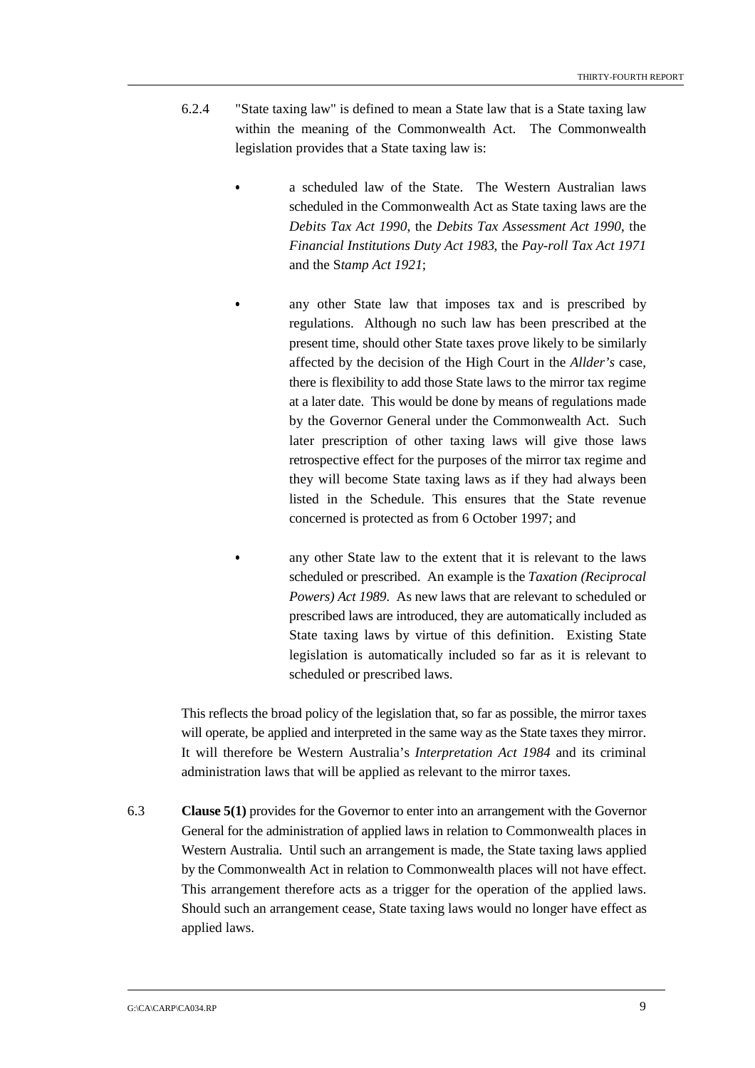6.2.4 "State taxing law" is defined to mean a State law that is a State taxing law within the meaning of the Commonwealth Act. The Commonwealth legislation provides that a State taxing law is:

- a scheduled law of the State. The Western Australian laws scheduled in the Commonwealth Act as State taxing laws are the *Debits Tax Act 1990*, the *Debits Tax Assessment Act 1990*, the *Financial Institutions Duty Act 1983*, the *Pay-roll Tax Act 1971* and the S*tamp Act 1921*;

- any other State law that imposes tax and is prescribed by regulations. Although no such law has been prescribed at the present time, should other State taxes prove likely to be similarly affected by the decision of the High Court in the *Allder's* case, there is flexibility to add those State laws to the mirror tax regime at a later date. This would be done by means of regulations made by the Governor General under the Commonwealth Act. Such later prescription of other taxing laws will give those laws retrospective effect for the purposes of the mirror tax regime and they will become State taxing laws as if they had always been listed in the Schedule. This ensures that the State revenue concerned is protected as from 6 October 1997; and

- any other State law to the extent that it is relevant to the laws scheduled or prescribed. An example is the *Taxation (Reciprocal Powers) Act 1989*. As new laws that are relevant to scheduled or prescribed laws are introduced, they are automatically included as State taxing laws by virtue of this definition. Existing State legislation is automatically included so far as it is relevant to scheduled or prescribed laws.

This reflects the broad policy of the legislation that, so far as possible, the mirror taxes will operate, be applied and interpreted in the same way as the State taxes they mirror. It will therefore be Western Australia's *Interpretation Act 1984* and its criminal administration laws that will be applied as relevant to the mirror taxes.

6.3 **Clause 5(1)** provides for the Governor to enter into an arrangement with the Governor General for the administration of applied laws in relation to Commonwealth places in Western Australia. Until such an arrangement is made, the State taxing laws applied by the Commonwealth Act in relation to Commonwealth places will not have effect. This arrangement therefore acts as a trigger for the operation of the applied laws. Should such an arrangement cease, State taxing laws would no longer have effect as applied laws.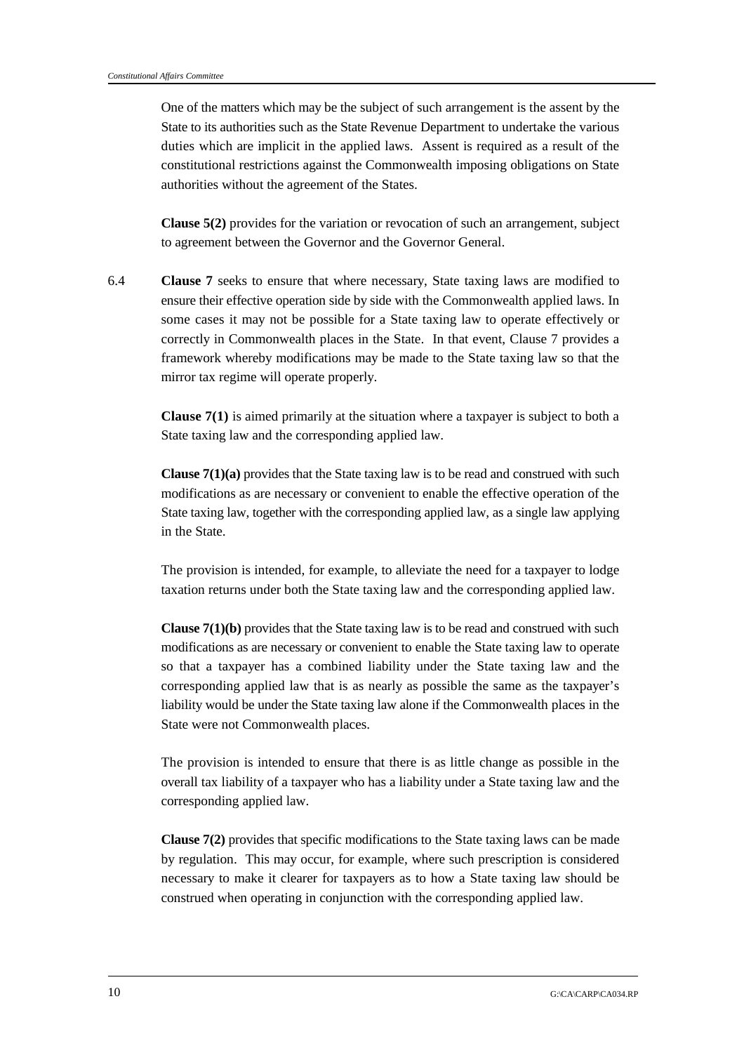One of the matters which may be the subject of such arrangement is the assent by the State to its authorities such as the State Revenue Department to undertake the various duties which are implicit in the applied laws. Assent is required as a result of the constitutional restrictions against the Commonwealth imposing obligations on State authorities without the agreement of the States.

**Clause 5(2)** provides for the variation or revocation of such an arrangement, subject to agreement between the Governor and the Governor General.

6.4 **Clause 7** seeks to ensure that where necessary, State taxing laws are modified to ensure their effective operation side by side with the Commonwealth applied laws. In some cases it may not be possible for a State taxing law to operate effectively or correctly in Commonwealth places in the State. In that event, Clause 7 provides a framework whereby modifications may be made to the State taxing law so that the mirror tax regime will operate properly.

**Clause 7(1)** is aimed primarily at the situation where a taxpayer is subject to both a State taxing law and the corresponding applied law.

**Clause 7(1)(a)** provides that the State taxing law is to be read and construed with such modifications as are necessary or convenient to enable the effective operation of the State taxing law, together with the corresponding applied law, as a single law applying in the State.

The provision is intended, for example, to alleviate the need for a taxpayer to lodge taxation returns under both the State taxing law and the corresponding applied law.

**Clause 7(1)(b)** provides that the State taxing law is to be read and construed with such modifications as are necessary or convenient to enable the State taxing law to operate so that a taxpayer has a combined liability under the State taxing law and the corresponding applied law that is as nearly as possible the same as the taxpayer's liability would be under the State taxing law alone if the Commonwealth places in the State were not Commonwealth places.

The provision is intended to ensure that there is as little change as possible in the overall tax liability of a taxpayer who has a liability under a State taxing law and the corresponding applied law.

**Clause 7(2)** provides that specific modifications to the State taxing laws can be made by regulation. This may occur, for example, where such prescription is considered necessary to make it clearer for taxpayers as to how a State taxing law should be construed when operating in conjunction with the corresponding applied law.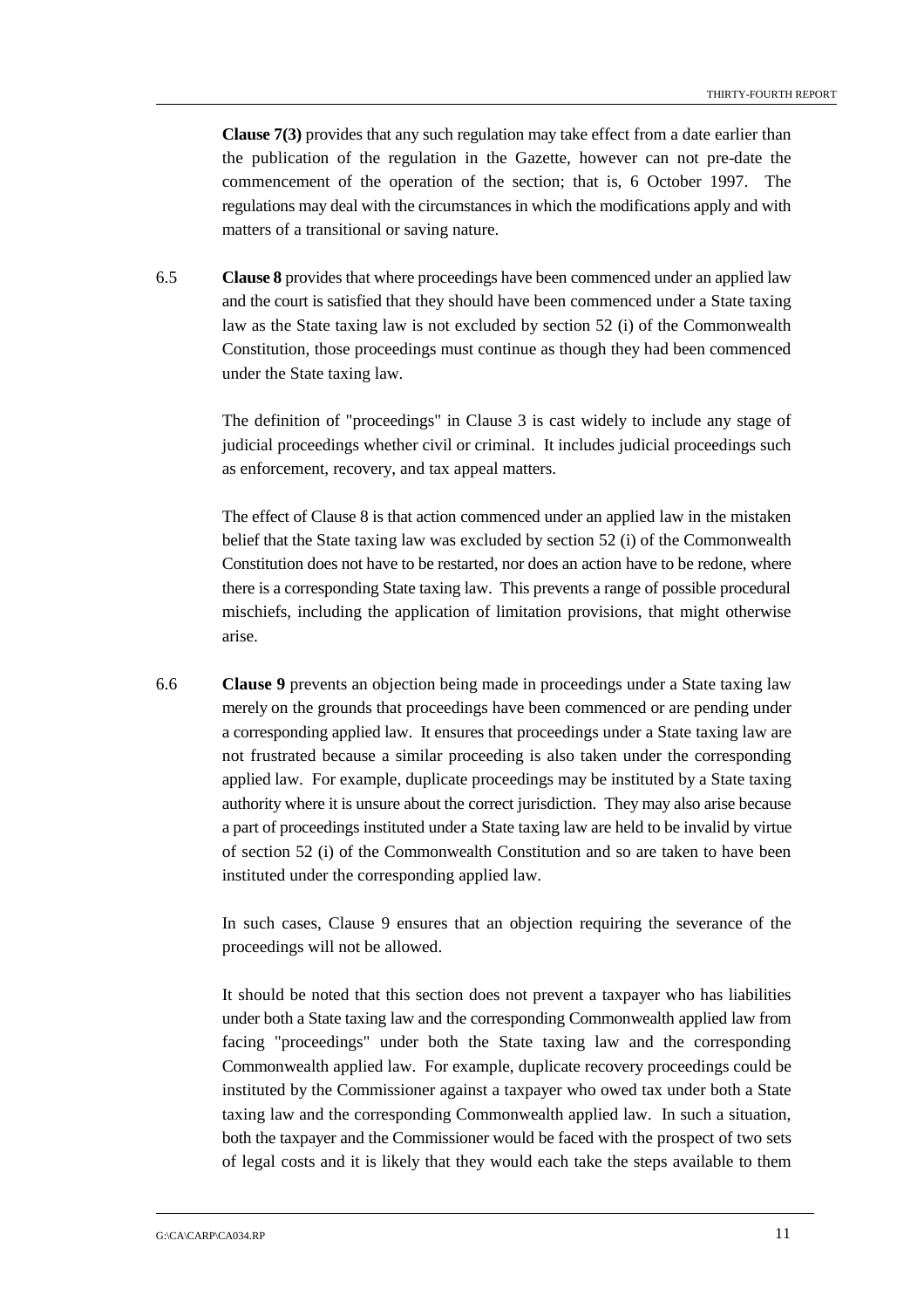**Clause 7(3)** provides that any such regulation may take effect from a date earlier than the publication of the regulation in the Gazette, however can not pre-date the commencement of the operation of the section; that is, 6 October 1997. The regulations may deal with the circumstances in which the modifications apply and with matters of a transitional or saving nature.

6.5 **Clause 8** provides that where proceedings have been commenced under an applied law and the court is satisfied that they should have been commenced under a State taxing law as the State taxing law is not excluded by section 52 (i) of the Commonwealth Constitution, those proceedings must continue as though they had been commenced under the State taxing law.

The definition of "proceedings" in Clause 3 is cast widely to include any stage of judicial proceedings whether civil or criminal. It includes judicial proceedings such as enforcement, recovery, and tax appeal matters.

The effect of Clause 8 is that action commenced under an applied law in the mistaken belief that the State taxing law was excluded by section 52 (i) of the Commonwealth Constitution does not have to be restarted, nor does an action have to be redone, where there is a corresponding State taxing law. This prevents a range of possible procedural mischiefs, including the application of limitation provisions, that might otherwise arise.

6.6 **Clause 9** prevents an objection being made in proceedings under a State taxing law merely on the grounds that proceedings have been commenced or are pending under a corresponding applied law. It ensures that proceedings under a State taxing law are not frustrated because a similar proceeding is also taken under the corresponding applied law. For example, duplicate proceedings may be instituted by a State taxing authority where it is unsure about the correct jurisdiction. They may also arise because a part of proceedings instituted under a State taxing law are held to be invalid by virtue of section 52 (i) of the Commonwealth Constitution and so are taken to have been instituted under the corresponding applied law.

In such cases, Clause 9 ensures that an objection requiring the severance of the proceedings will not be allowed.

It should be noted that this section does not prevent a taxpayer who has liabilities under both a State taxing law and the corresponding Commonwealth applied law from facing "proceedings" under both the State taxing law and the corresponding Commonwealth applied law. For example, duplicate recovery proceedings could be instituted by the Commissioner against a taxpayer who owed tax under both a State taxing law and the corresponding Commonwealth applied law. In such a situation, both the taxpayer and the Commissioner would be faced with the prospect of two sets of legal costs and it is likely that they would each take the steps available to them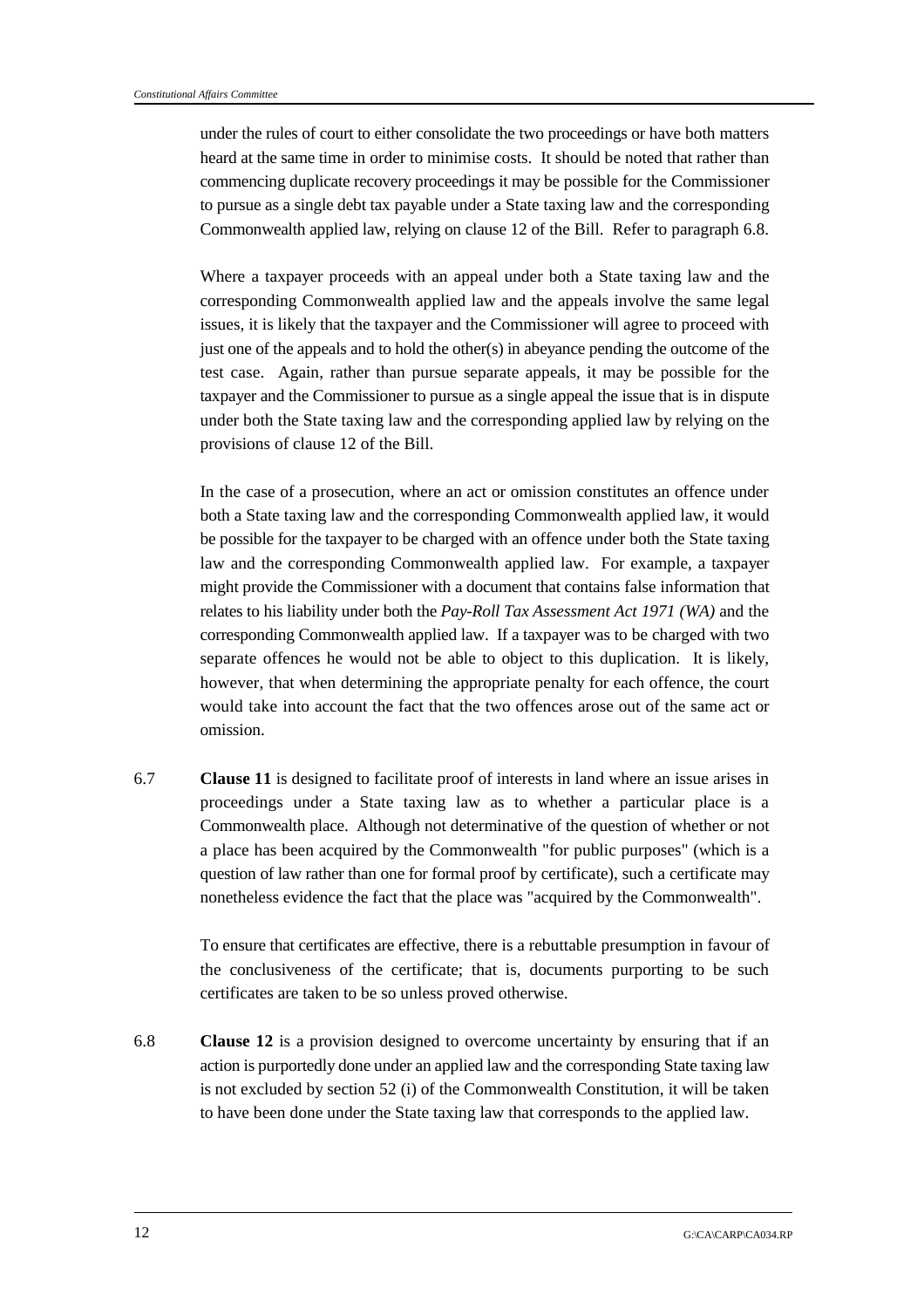under the rules of court to either consolidate the two proceedings or have both matters heard at the same time in order to minimise costs. It should be noted that rather than commencing duplicate recovery proceedings it may be possible for the Commissioner to pursue as a single debt tax payable under a State taxing law and the corresponding Commonwealth applied law, relying on clause 12 of the Bill. Refer to paragraph 6.8.

Where a taxpayer proceeds with an appeal under both a State taxing law and the corresponding Commonwealth applied law and the appeals involve the same legal issues, it is likely that the taxpayer and the Commissioner will agree to proceed with just one of the appeals and to hold the other(s) in abeyance pending the outcome of the test case. Again, rather than pursue separate appeals, it may be possible for the taxpayer and the Commissioner to pursue as a single appeal the issue that is in dispute under both the State taxing law and the corresponding applied law by relying on the provisions of clause 12 of the Bill.

In the case of a prosecution, where an act or omission constitutes an offence under both a State taxing law and the corresponding Commonwealth applied law, it would be possible for the taxpayer to be charged with an offence under both the State taxing law and the corresponding Commonwealth applied law. For example, a taxpayer might provide the Commissioner with a document that contains false information that relates to his liability under both the *Pay-Roll Tax Assessment Act 1971 (WA)* and the corresponding Commonwealth applied law. If a taxpayer was to be charged with two separate offences he would not be able to object to this duplication. It is likely, however, that when determining the appropriate penalty for each offence, the court would take into account the fact that the two offences arose out of the same act or omission.

6.7 **Clause 11** is designed to facilitate proof of interests in land where an issue arises in proceedings under a State taxing law as to whether a particular place is a Commonwealth place. Although not determinative of the question of whether or not a place has been acquired by the Commonwealth "for public purposes" (which is a question of law rather than one for formal proof by certificate), such a certificate may nonetheless evidence the fact that the place was "acquired by the Commonwealth".

To ensure that certificates are effective, there is a rebuttable presumption in favour of the conclusiveness of the certificate; that is, documents purporting to be such certificates are taken to be so unless proved otherwise.

6.8 **Clause 12** is a provision designed to overcome uncertainty by ensuring that if an action is purportedly done under an applied law and the corresponding State taxing law is not excluded by section 52 (i) of the Commonwealth Constitution, it will be taken to have been done under the State taxing law that corresponds to the applied law.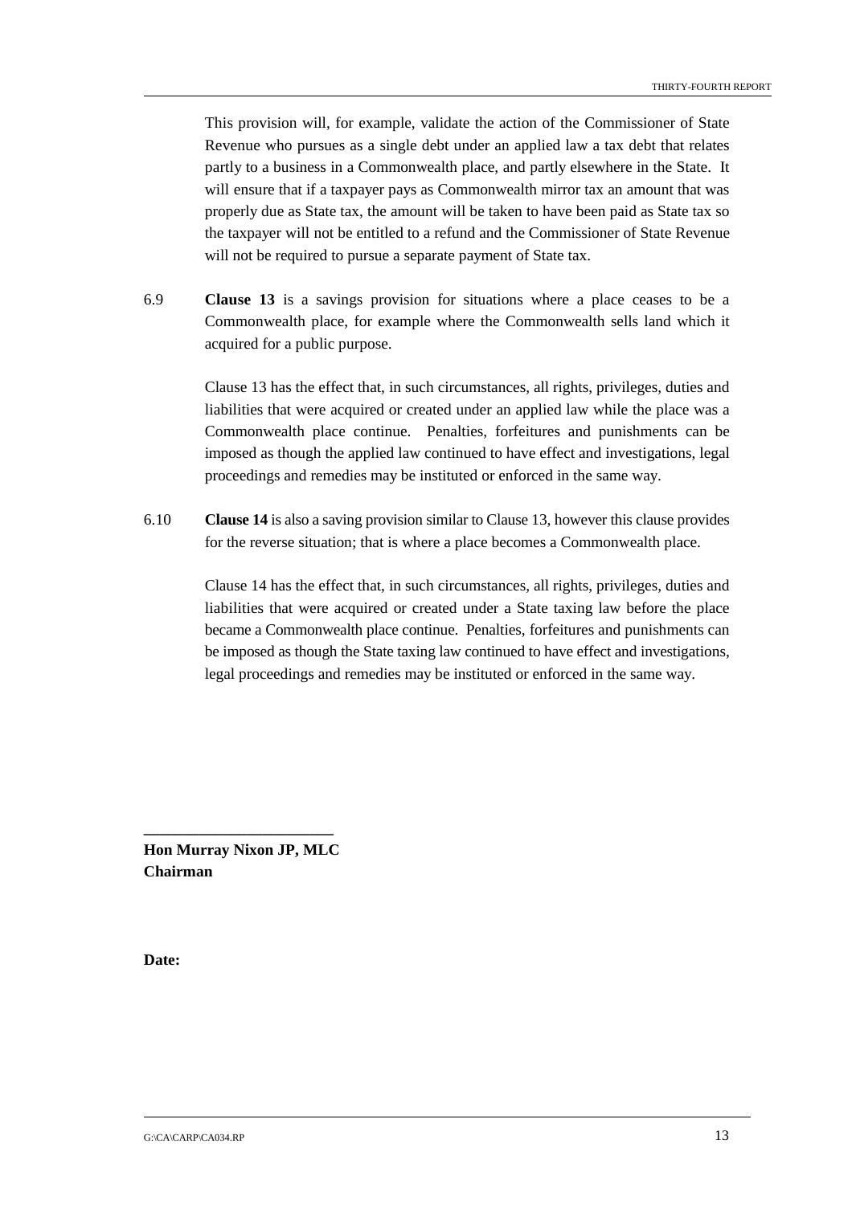This provision will, for example, validate the action of the Commissioner of State Revenue who pursues as a single debt under an applied law a tax debt that relates partly to a business in a Commonwealth place, and partly elsewhere in the State. It will ensure that if a taxpayer pays as Commonwealth mirror tax an amount that was properly due as State tax, the amount will be taken to have been paid as State tax so the taxpayer will not be entitled to a refund and the Commissioner of State Revenue will not be required to pursue a separate payment of State tax.

6.9 **Clause 13** is a savings provision for situations where a place ceases to be a Commonwealth place, for example where the Commonwealth sells land which it acquired for a public purpose.

Clause 13 has the effect that, in such circumstances, all rights, privileges, duties and liabilities that were acquired or created under an applied law while the place was a Commonwealth place continue. Penalties, forfeitures and punishments can be imposed as though the applied law continued to have effect and investigations, legal proceedings and remedies may be instituted or enforced in the same way.

6.10 **Clause 14** is also a saving provision similar to Clause 13, however this clause provides for the reverse situation; that is where a place becomes a Commonwealth place.

Clause 14 has the effect that, in such circumstances, all rights, privileges, duties and liabilities that were acquired or created under a State taxing law before the place became a Commonwealth place continue. Penalties, forfeitures and punishments can be imposed as though the State taxing law continued to have effect and investigations, legal proceedings and remedies may be instituted or enforced in the same way.

\_\_\_\_\_\_\_\_\_\_\_\_\_\_\_\_\_\_\_\_\_\_\_\_

**Hon Murray Nixon JP, MLC**
**Chairman**

**Date:**